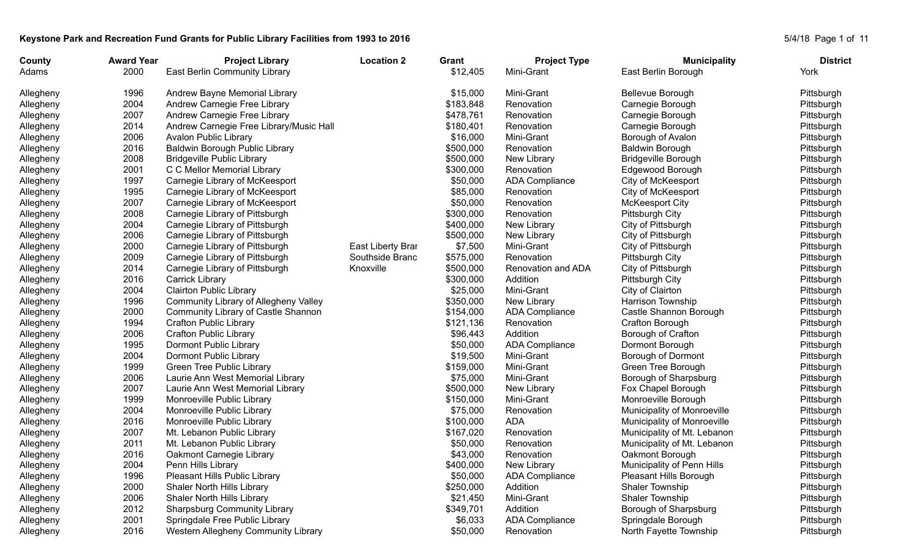**Keystone Park and Recreation Fund Grants for Public Library Facilities from 1993 to 2016**

| County | Award Year | Project Library | Location 2 | Grant | Project Type | Municipality | District |
|---|---|---|---|---|---|---|---|
| Adams | 2000 | East Berlin Community Library | | $12,405 | Mini-Grant | East Berlin Borough | York |
| Allegheny | 1996 | Andrew Bayne Memorial Library | | $15,000 | Mini-Grant | Bellevue Borough | Pittsburgh |
| Allegheny | 2004 | Andrew Carnegie Free Library | | $183,848 | Renovation | Carnegie Borough | Pittsburgh |
| Allegheny | 2007 | Andrew Carnegie Free Library | | $478,761 | Renovation | Carnegie Borough | Pittsburgh |
| Allegheny | 2014 | Andrew Carnegie Free Library/Music Hall | | $180,401 | Renovation | Carnegie Borough | Pittsburgh |
| Allegheny | 2006 | Avalon Public Library | | $16,000 | Mini-Grant | Borough of Avalon | Pittsburgh |
| Allegheny | 2016 | Baldwin Borough Public Library | | $500,000 | Renovation | Baldwin Borough | Pittsburgh |
| Allegheny | 2008 | Bridgeville Public Library | | $500,000 | New Library | Bridgeville Borough | Pittsburgh |
| Allegheny | 2001 | C C Mellor Memorial Library | | $300,000 | Renovation | Edgewood Borough | Pittsburgh |
| Allegheny | 1997 | Carnegie Library of McKeesport | | $50,000 | ADA Compliance | City of McKeesport | Pittsburgh |
| Allegheny | 1995 | Carnegie Library of McKeesport | | $85,000 | Renovation | City of McKeesport | Pittsburgh |
| Allegheny | 2007 | Carnegie Library of McKeesport | | $50,000 | Renovation | McKeesport City | Pittsburgh |
| Allegheny | 2008 | Carnegie Library of Pittsburgh | | $300,000 | Renovation | Pittsburgh City | Pittsburgh |
| Allegheny | 2004 | Carnegie Library of Pittsburgh | | $400,000 | New Library | City of Pittsburgh | Pittsburgh |
| Allegheny | 2006 | Carnegie Library of Pittsburgh | | $500,000 | New Library | City of Pittsburgh | Pittsburgh |
| Allegheny | 2000 | Carnegie Library of Pittsburgh | East Liberty Brar | $7,500 | Mini-Grant | City of Pittsburgh | Pittsburgh |
| Allegheny | 2009 | Carnegie Library of Pittsburgh | Southside Branc | $575,000 | Renovation | Pittsburgh City | Pittsburgh |
| Allegheny | 2014 | Carnegie Library of Pittsburgh | Knoxville | $500,000 | Renovation and ADA | City of Pittsburgh | Pittsburgh |
| Allegheny | 2016 | Carrick Library | | $300,000 | Addition | Pittsburgh City | Pittsburgh |
| Allegheny | 2004 | Clairton Public Library | | $25,000 | Mini-Grant | City of Clairton | Pittsburgh |
| Allegheny | 1996 | Community Library of Allegheny Valley | | $350,000 | New Library | Harrison Township | Pittsburgh |
| Allegheny | 2000 | Community Library of Castle Shannon | | $154,000 | ADA Compliance | Castle Shannon Borough | Pittsburgh |
| Allegheny | 1994 | Crafton Public Library | | $121,136 | Renovation | Crafton Borough | Pittsburgh |
| Allegheny | 2006 | Crafton Public Library | | $96,443 | Addition | Borough of Crafton | Pittsburgh |
| Allegheny | 1995 | Dormont Public Library | | $50,000 | ADA Compliance | Dormont Borough | Pittsburgh |
| Allegheny | 2004 | Dormont Public Library | | $19,500 | Mini-Grant | Borough of Dormont | Pittsburgh |
| Allegheny | 1999 | Green Tree Public Library | | $159,000 | Mini-Grant | Green Tree Borough | Pittsburgh |
| Allegheny | 2006 | Laurie Ann West Memorial Library | | $75,000 | Mini-Grant | Borough of Sharpsburg | Pittsburgh |
| Allegheny | 2007 | Laurie Ann West Memorial Library | | $500,000 | New Library | Fox Chapel Borough | Pittsburgh |
| Allegheny | 1999 | Monroeville Public Library | | $150,000 | Mini-Grant | Monroeville Borough | Pittsburgh |
| Allegheny | 2004 | Monroeville Public Library | | $75,000 | Renovation | Municipality of Monroeville | Pittsburgh |
| Allegheny | 2016 | Monroeville Public Library | | $100,000 | ADA | Municipality of Monroeville | Pittsburgh |
| Allegheny | 2007 | Mt. Lebanon Public Library | | $167,020 | Renovation | Municipality of Mt. Lebanon | Pittsburgh |
| Allegheny | 2011 | Mt. Lebanon Public Library | | $50,000 | Renovation | Municipality of Mt. Lebanon | Pittsburgh |
| Allegheny | 2016 | Oakmont Carnegie Library | | $43,000 | Renovation | Oakmont Borough | Pittsburgh |
| Allegheny | 2004 | Penn Hills Library | | $400,000 | New Library | Municipality of Penn Hills | Pittsburgh |
| Allegheny | 1996 | Pleasant Hills Public Library | | $50,000 | ADA Compliance | Pleasant Hills Borough | Pittsburgh |
| Allegheny | 2000 | Shaler North Hills Library | | $250,000 | Addition | Shaler Township | Pittsburgh |
| Allegheny | 2006 | Shaler North Hills Library | | $21,450 | Mini-Grant | Shaler Township | Pittsburgh |
| Allegheny | 2012 | Sharpsburg Community Library | | $349,701 | Addition | Borough of Sharpsburg | Pittsburgh |
| Allegheny | 2001 | Springdale Free Public Library | | $6,033 | ADA Compliance | Springdale Borough | Pittsburgh |
| Allegheny | 2016 | Western Allegheny Community Library | | $50,000 | Renovation | North Fayette Township | Pittsburgh |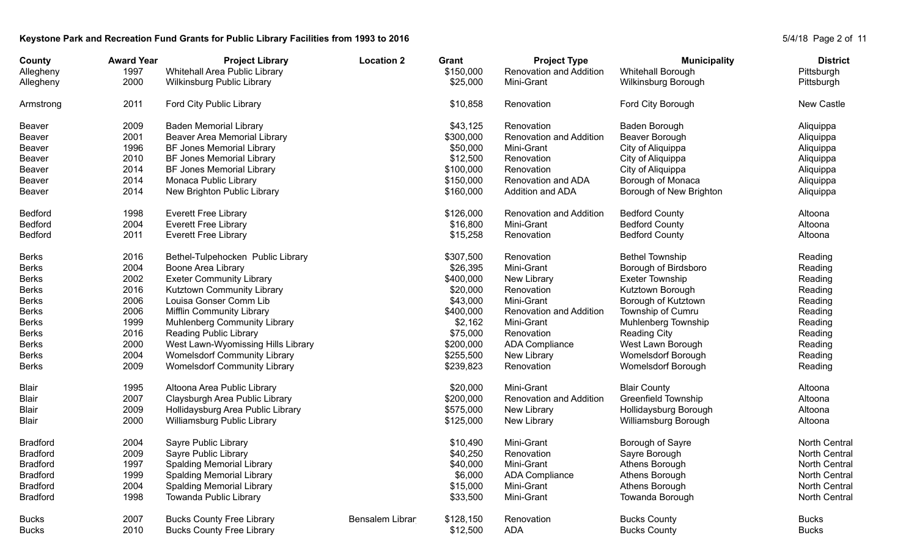**Keystone Park and Recreation Fund Grants for Public Library Facilities from 1993 to 2016**

| County | Award Year | Project Library | Location 2 | Grant | Project Type | Municipality | District |
|---|---|---|---|---|---|---|---|
| Allegheny | 1997 | Whitehall Area Public Library | | $150,000 | Renovation and Addition | Whitehall Borough | Pittsburgh |
| Allegheny | 2000 | Wilkinsburg Public Library | | $25,000 | Mini-Grant | Wilkinsburg Borough | Pittsburgh |
| Armstrong | 2011 | Ford City Public Library | | $10,858 | Renovation | Ford City Borough | New Castle |
| Beaver | 2009 | Baden Memorial Library | | $43,125 | Renovation | Baden Borough | Aliquippa |
| Beaver | 2001 | Beaver Area Memorial Library | | $300,000 | Renovation and Addition | Beaver Borough | Aliquippa |
| Beaver | 1996 | BF Jones Memorial Library | | $50,000 | Mini-Grant | City of Aliquippa | Aliquippa |
| Beaver | 2010 | BF Jones Memorial Library | | $12,500 | Renovation | City of Aliquippa | Aliquippa |
| Beaver | 2014 | BF Jones Memorial Library | | $100,000 | Renovation | City of Aliquippa | Aliquippa |
| Beaver | 2014 | Monaca Public Library | | $150,000 | Renovation and ADA | Borough of Monaca | Aliquippa |
| Beaver | 2014 | New Brighton Public Library | | $160,000 | Addition and ADA | Borough of New Brighton | Aliquippa |
| Bedford | 1998 | Everett Free Library | | $126,000 | Renovation and Addition | Bedford County | Altoona |
| Bedford | 2004 | Everett Free Library | | $16,800 | Mini-Grant | Bedford County | Altoona |
| Bedford | 2011 | Everett Free Library | | $15,258 | Renovation | Bedford County | Altoona |
| Berks | 2016 | Bethel-Tulpehocken Public Library | | $307,500 | Renovation | Bethel Township | Reading |
| Berks | 2004 | Boone Area Library | | $26,395 | Mini-Grant | Borough of Birdsboro | Reading |
| Berks | 2002 | Exeter Community Library | | $400,000 | New Library | Exeter Township | Reading |
| Berks | 2016 | Kutztown Community Library | | $20,000 | Renovation | Kutztown Borough | Reading |
| Berks | 2006 | Louisa Gonser Comm Lib | | $43,000 | Mini-Grant | Borough of Kutztown | Reading |
| Berks | 2006 | Mifflin Community Library | | $400,000 | Renovation and Addition | Township of Cumru | Reading |
| Berks | 1999 | Muhlenberg Community Library | | $2,162 | Mini-Grant | Muhlenberg Township | Reading |
| Berks | 2016 | Reading Public Library | | $75,000 | Renovation | Reading City | Reading |
| Berks | 2000 | West Lawn-Wyomissing Hills Library | | $200,000 | ADA Compliance | West Lawn Borough | Reading |
| Berks | 2004 | Womelsdorf Community Library | | $255,500 | New Library | Womelsdorf Borough | Reading |
| Berks | 2009 | Womelsdorf Community Library | | $239,823 | Renovation | Womelsdorf Borough | Reading |
| Blair | 1995 | Altoona Area Public Library | | $20,000 | Mini-Grant | Blair County | Altoona |
| Blair | 2007 | Claysburgh Area Public Library | | $200,000 | Renovation and Addition | Greenfield Township | Altoona |
| Blair | 2009 | Hollidaysburg Area Public Library | | $575,000 | New Library | Hollidaysburg Borough | Altoona |
| Blair | 2000 | Williamsburg Public Library | | $125,000 | New Library | Williamsburg Borough | Altoona |
| Bradford | 2004 | Sayre Public Library | | $10,490 | Mini-Grant | Borough of Sayre | North Central |
| Bradford | 2009 | Sayre Public Library | | $40,250 | Renovation | Sayre Borough | North Central |
| Bradford | 1997 | Spalding Memorial Library | | $40,000 | Mini-Grant | Athens Borough | North Central |
| Bradford | 1999 | Spalding Memorial Library | | $6,000 | ADA Compliance | Athens Borough | North Central |
| Bradford | 2004 | Spalding Memorial Library | | $15,000 | Mini-Grant | Athens Borough | North Central |
| Bradford | 1998 | Towanda Public Library | | $33,500 | Mini-Grant | Towanda Borough | North Central |
| Bucks | 2007 | Bucks County Free Library | Bensalem Librar | $128,150 | Renovation | Bucks County | Bucks |
| Bucks | 2010 | Bucks County Free Library | | $12,500 | ADA | Bucks County | Bucks |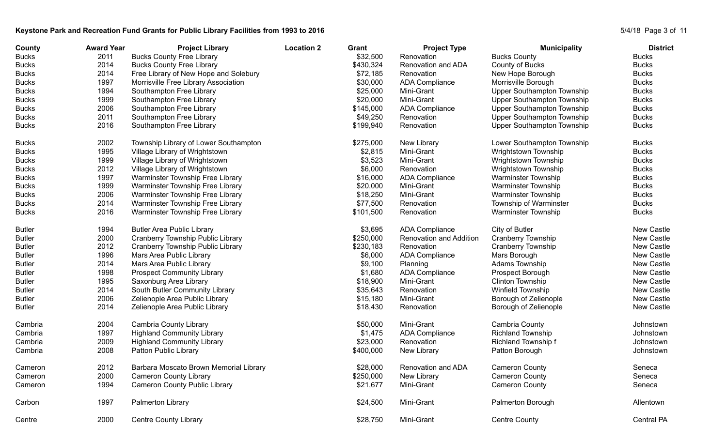**Keystone Park and Recreation Fund Grants for Public Library Facilities from 1993 to 2016**

| County | Award Year | Project Library | Location 2 | Grant | Project Type | Municipality | District |
|---|---|---|---|---|---|---|---|
| Bucks | 2011 | Bucks County Free Library | | $32,500 | Renovation | Bucks County | Bucks |
| Bucks | 2014 | Bucks County Free Library | | $430,324 | Renovation and ADA | County of Bucks | Bucks |
| Bucks | 2014 | Free Library of New Hope and Solebury | | $72,185 | Renovation | New Hope Borough | Bucks |
| Bucks | 1997 | Morrisville Free Library Association | | $30,000 | ADA Compliance | Morrisville Borough | Bucks |
| Bucks | 1994 | Southampton Free Library | | $25,000 | Mini-Grant | Upper Southampton Township | Bucks |
| Bucks | 1999 | Southampton Free Library | | $20,000 | Mini-Grant | Upper Southampton Township | Bucks |
| Bucks | 2006 | Southampton Free Library | | $145,000 | ADA Compliance | Upper Southampton Township | Bucks |
| Bucks | 2011 | Southampton Free Library | | $49,250 | Renovation | Upper Southampton Township | Bucks |
| Bucks | 2016 | Southampton Free Library | | $199,940 | Renovation | Upper Southampton Township | Bucks |
| Bucks | 2002 | Township Library of Lower Southampton | | $275,000 | New Library | Lower Southampton Township | Bucks |
| Bucks | 1995 | Village Library of Wrightstown | | $2,815 | Mini-Grant | Wrightstown Township | Bucks |
| Bucks | 1999 | Village Library of Wrightstown | | $3,523 | Mini-Grant | Wrightstown Township | Bucks |
| Bucks | 2012 | Village Library of Wrightstown | | $6,000 | Renovation | Wrightstown Township | Bucks |
| Bucks | 1997 | Warminster Township Free Library | | $16,000 | ADA Compliance | Warminster Township | Bucks |
| Bucks | 1999 | Warminster Township Free Library | | $20,000 | Mini-Grant | Warminster Township | Bucks |
| Bucks | 2006 | Warminster Township Free Library | | $18,250 | Mini-Grant | Warminster Township | Bucks |
| Bucks | 2014 | Warminster Township Free Library | | $77,500 | Renovation | Township of Warminster | Bucks |
| Bucks | 2016 | Warminster Township Free Library | | $101,500 | Renovation | Warminster Township | Bucks |
| Butler | 1994 | Butler Area Public Library | | $3,695 | ADA Compliance | City of Butler | New Castle |
| Butler | 2000 | Cranberry Township Public Library | | $250,000 | Renovation and Addition | Cranberry Township | New Castle |
| Butler | 2012 | Cranberry Township Public Library | | $230,183 | Renovation | Cranberry Township | New Castle |
| Butler | 1996 | Mars Area Public Library | | $6,000 | ADA Compliance | Mars Borough | New Castle |
| Butler | 2014 | Mars Area Public Library | | $9,100 | Planning | Adams Township | New Castle |
| Butler | 1998 | Prospect Community Library | | $1,680 | ADA Compliance | Prospect Borough | New Castle |
| Butler | 1995 | Saxonburg Area Library | | $18,900 | Mini-Grant | Clinton Township | New Castle |
| Butler | 2014 | South Butler Community Library | | $35,643 | Renovation | Winfield Township | New Castle |
| Butler | 2006 | Zelienople Area Public Library | | $15,180 | Mini-Grant | Borough of Zelienople | New Castle |
| Butler | 2014 | Zelienople Area Public Library | | $18,430 | Renovation | Borough of Zelienople | New Castle |
| Cambria | 2004 | Cambria County Library | | $50,000 | Mini-Grant | Cambria County | Johnstown |
| Cambria | 1997 | Highland Community Library | | $1,475 | ADA Compliance | Richland Township | Johnstown |
| Cambria | 2009 | Highland Community Library | | $23,000 | Renovation | Richland Township f | Johnstown |
| Cambria | 2008 | Patton Public Library | | $400,000 | New Library | Patton Borough | Johnstown |
| Cameron | 2012 | Barbara Moscato Brown Memorial Library | | $28,000 | Renovation and ADA | Cameron County | Seneca |
| Cameron | 2000 | Cameron County Library | | $250,000 | New Library | Cameron County | Seneca |
| Cameron | 1994 | Cameron County Public Library | | $21,677 | Mini-Grant | Cameron County | Seneca |
| Carbon | 1997 | Palmerton Library | | $24,500 | Mini-Grant | Palmerton Borough | Allentown |
| Centre | 2000 | Centre County Library | | $28,750 | Mini-Grant | Centre County | Central PA |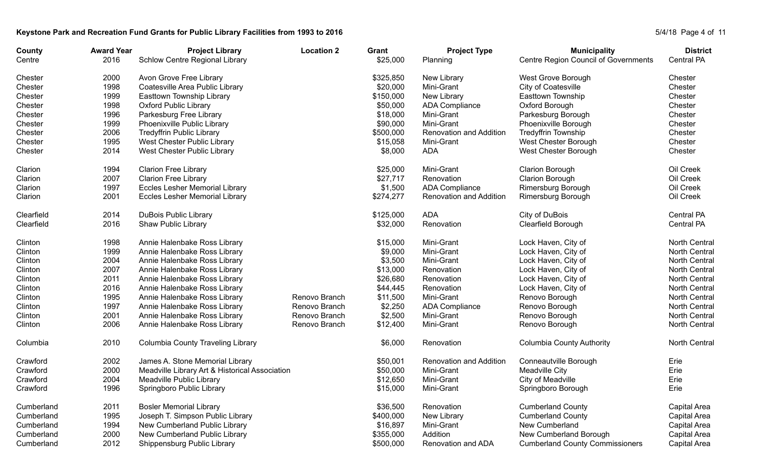**Keystone Park and Recreation Fund Grants for Public Library Facilities from 1993 to 2016**

| County | Award Year | Project Library | Location 2 | Grant | Project Type | Municipality | District |
|---|---|---|---|---|---|---|---|
| Centre | 2016 | Schlow Centre Regional Library | | $25,000 | Planning | Centre Region Council of Governments | Central PA |
| Chester | 2000 | Avon Grove Free Library | | $325,850 | New Library | West Grove Borough | Chester |
| Chester | 1998 | Coatesville Area Public Library | | $20,000 | Mini-Grant | City of Coatesville | Chester |
| Chester | 1999 | Easttown Township Library | | $150,000 | New Library | Easttown Township | Chester |
| Chester | 1998 | Oxford Public Library | | $50,000 | ADA Compliance | Oxford Borough | Chester |
| Chester | 1996 | Parkesburg Free Library | | $18,000 | Mini-Grant | Parkesburg Borough | Chester |
| Chester | 1999 | Phoenixville Public Library | | $90,000 | Mini-Grant | Phoenixville Borough | Chester |
| Chester | 2006 | Tredyffrin Public Library | | $500,000 | Renovation and Addition | Tredyffrin Township | Chester |
| Chester | 1995 | West Chester Public Library | | $15,058 | Mini-Grant | West Chester Borough | Chester |
| Chester | 2014 | West Chester Public Library | | $8,000 | ADA | West Chester Borough | Chester |
| Clarion | 1994 | Clarion Free Library | | $25,000 | Mini-Grant | Clarion Borough | Oil Creek |
| Clarion | 2007 | Clarion Free Library | | $27,717 | Renovation | Clarion Borough | Oil Creek |
| Clarion | 1997 | Eccles Lesher Memorial Library | | $1,500 | ADA Compliance | Rimersburg Borough | Oil Creek |
| Clarion | 2001 | Eccles Lesher Memorial Library | | $274,277 | Renovation and Addition | Rimersburg Borough | Oil Creek |
| Clearfield | 2014 | DuBois Public Library | | $125,000 | ADA | City of DuBois | Central PA |
| Clearfield | 2016 | Shaw Public Library | | $32,000 | Renovation | Clearfield Borough | Central PA |
| Clinton | 1998 | Annie Halenbake Ross Library | | $15,000 | Mini-Grant | Lock Haven, City of | North Central |
| Clinton | 1999 | Annie Halenbake Ross Library | | $9,000 | Mini-Grant | Lock Haven, City of | North Central |
| Clinton | 2004 | Annie Halenbake Ross Library | | $3,500 | Mini-Grant | Lock Haven, City of | North Central |
| Clinton | 2007 | Annie Halenbake Ross Library | | $13,000 | Renovation | Lock Haven, City of | North Central |
| Clinton | 2011 | Annie Halenbake Ross Library | | $26,680 | Renovation | Lock Haven, City of | North Central |
| Clinton | 2016 | Annie Halenbake Ross Library | | $44,445 | Renovation | Lock Haven, City of | North Central |
| Clinton | 1995 | Annie Halenbake Ross Library | Renovo Branch | $11,500 | Mini-Grant | Renovo Borough | North Central |
| Clinton | 1997 | Annie Halenbake Ross Library | Renovo Branch | $2,250 | ADA Compliance | Renovo Borough | North Central |
| Clinton | 2001 | Annie Halenbake Ross Library | Renovo Branch | $2,500 | Mini-Grant | Renovo Borough | North Central |
| Clinton | 2006 | Annie Halenbake Ross Library | Renovo Branch | $12,400 | Mini-Grant | Renovo Borough | North Central |
| Columbia | 2010 | Columbia County Traveling Library | | $6,000 | Renovation | Columbia County Authority | North Central |
| Crawford | 2002 | James A. Stone Memorial Library | | $50,001 | Renovation and Addition | Conneautville Borough | Erie |
| Crawford | 2000 | Meadville Library Art & Historical Association | | $50,000 | Mini-Grant | Meadville City | Erie |
| Crawford | 2004 | Meadville Public Library | | $12,650 | Mini-Grant | City of Meadville | Erie |
| Crawford | 1996 | Springboro Public Library | | $15,000 | Mini-Grant | Springboro Borough | Erie |
| Cumberland | 2011 | Bosler Memorial Library | | $36,500 | Renovation | Cumberland County | Capital Area |
| Cumberland | 1995 | Joseph T. Simpson Public Library | | $400,000 | New Library | Cumberland County | Capital Area |
| Cumberland | 1994 | New Cumberland Public Library | | $16,897 | Mini-Grant | New Cumberland | Capital Area |
| Cumberland | 2000 | New Cumberland Public Library | | $355,000 | Addition | New Cumberland Borough | Capital Area |
| Cumberland | 2012 | Shippensburg Public Library | | $500,000 | Renovation and ADA | Cumberland County Commissioners | Capital Area |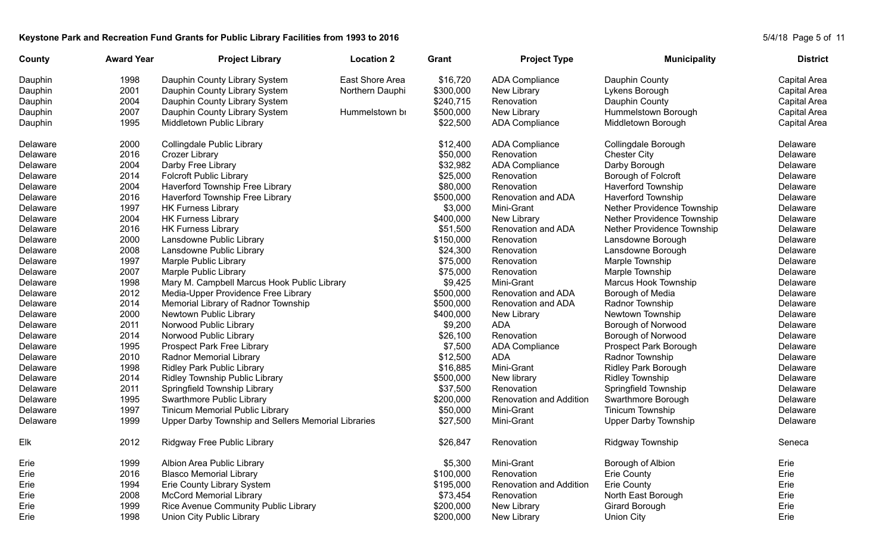**Keystone Park and Recreation Fund Grants for Public Library Facilities from 1993 to 2016**

| County | Award Year | Project Library | Location 2 | Grant | Project Type | Municipality | District |
|---|---|---|---|---|---|---|---|
| Dauphin | 1998 | Dauphin County Library System | East Shore Area | $16,720 | ADA Compliance | Dauphin County | Capital Area |
| Dauphin | 2001 | Dauphin County Library System | Northern Dauphi | $300,000 | New Library | Lykens Borough | Capital Area |
| Dauphin | 2004 | Dauphin County Library System | | $240,715 | Renovation | Dauphin County | Capital Area |
| Dauphin | 2007 | Dauphin County Library System | Hummelstown bı | $500,000 | New Library | Hummelstown Borough | Capital Area |
| Dauphin | 1995 | Middletown Public Library | | $22,500 | ADA Compliance | Middletown Borough | Capital Area |
| Delaware | 2000 | Collingdale Public Library | | $12,400 | ADA Compliance | Collingdale Borough | Delaware |
| Delaware | 2016 | Crozer Library | | $50,000 | Renovation | Chester City | Delaware |
| Delaware | 2004 | Darby Free Library | | $32,982 | ADA Compliance | Darby Borough | Delaware |
| Delaware | 2014 | Folcroft Public Library | | $25,000 | Renovation | Borough of Folcroft | Delaware |
| Delaware | 2004 | Haverford Township Free Library | | $80,000 | Renovation | Haverford Township | Delaware |
| Delaware | 2016 | Haverford Township Free Library | | $500,000 | Renovation and ADA | Haverford Township | Delaware |
| Delaware | 1997 | HK Furness Library | | $3,000 | Mini-Grant | Nether Providence Township | Delaware |
| Delaware | 2004 | HK Furness Library | | $400,000 | New Library | Nether Providence Township | Delaware |
| Delaware | 2016 | HK Furness Library | | $51,500 | Renovation and ADA | Nether Providence Township | Delaware |
| Delaware | 2000 | Lansdowne Public Library | | $150,000 | Renovation | Lansdowne Borough | Delaware |
| Delaware | 2008 | Lansdowne Public Library | | $24,300 | Renovation | Lansdowne Borough | Delaware |
| Delaware | 1997 | Marple Public Library | | $75,000 | Renovation | Marple Township | Delaware |
| Delaware | 2007 | Marple Public Library | | $75,000 | Renovation | Marple Township | Delaware |
| Delaware | 1998 | Mary M. Campbell Marcus Hook Public Library | | $9,425 | Mini-Grant | Marcus Hook Township | Delaware |
| Delaware | 2012 | Media-Upper Providence Free Library | | $500,000 | Renovation and ADA | Borough of Media | Delaware |
| Delaware | 2014 | Memorial Library of Radnor Township | | $500,000 | Renovation and ADA | Radnor Township | Delaware |
| Delaware | 2000 | Newtown Public Library | | $400,000 | New Library | Newtown Township | Delaware |
| Delaware | 2011 | Norwood Public Library | | $9,200 | ADA | Borough of Norwood | Delaware |
| Delaware | 2014 | Norwood Public Library | | $26,100 | Renovation | Borough of Norwood | Delaware |
| Delaware | 1995 | Prospect Park Free Library | | $7,500 | ADA Compliance | Prospect Park Borough | Delaware |
| Delaware | 2010 | Radnor Memorial Library | | $12,500 | ADA | Radnor Township | Delaware |
| Delaware | 1998 | Ridley Park Public Library | | $16,885 | Mini-Grant | Ridley Park Borough | Delaware |
| Delaware | 2014 | Ridley Township Public Library | | $500,000 | New library | Ridley Township | Delaware |
| Delaware | 2011 | Springfield Township Library | | $37,500 | Renovation | Springfield Township | Delaware |
| Delaware | 1995 | Swarthmore Public Library | | $200,000 | Renovation and Addition | Swarthmore Borough | Delaware |
| Delaware | 1997 | Tinicum Memorial Public Library | | $50,000 | Mini-Grant | Tinicum Township | Delaware |
| Delaware | 1999 | Upper Darby Township and Sellers Memorial Libraries | | $27,500 | Mini-Grant | Upper Darby Township | Delaware |
| Elk | 2012 | Ridgway Free Public Library | | $26,847 | Renovation | Ridgway Township | Seneca |
| Erie | 1999 | Albion Area Public Library | | $5,300 | Mini-Grant | Borough of Albion | Erie |
| Erie | 2016 | Blasco Memorial Library | | $100,000 | Renovation | Erie County | Erie |
| Erie | 1994 | Erie County Library System | | $195,000 | Renovation and Addition | Erie County | Erie |
| Erie | 2008 | McCord Memorial Library | | $73,454 | Renovation | North East Borough | Erie |
| Erie | 1999 | Rice Avenue Community Public Library | | $200,000 | New Library | Girard Borough | Erie |
| Erie | 1998 | Union City Public Library | | $200,000 | New Library | Union City | Erie |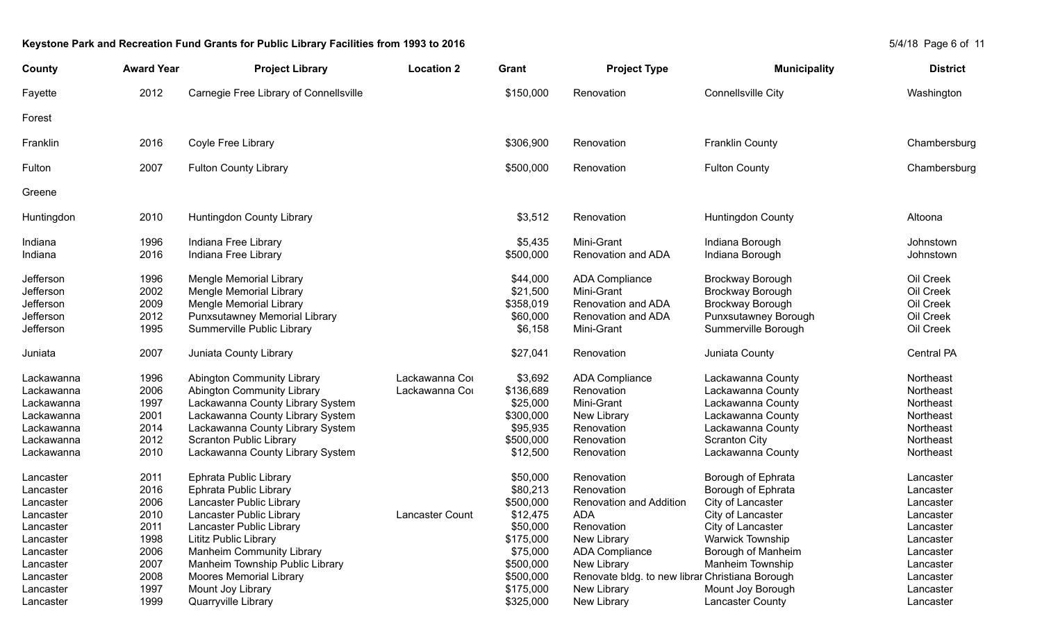**Keystone Park and Recreation Fund Grants for Public Library Facilities from 1993 to 2016**

| County | Award Year | Project Library | Location 2 | Grant | Project Type | Municipality | District |
|---|---|---|---|---|---|---|---|
| Fayette | 2012 | Carnegie Free Library of Connellsville | | $150,000 | Renovation | Connellsville City | Washington |
| Forest | | | | | | | |
| Franklin | 2016 | Coyle Free Library | | $306,900 | Renovation | Franklin County | Chambersburg |
| Fulton | 2007 | Fulton County Library | | $500,000 | Renovation | Fulton County | Chambersburg |
| Greene | | | | | | | |
| Huntingdon | 2010 | Huntingdon County Library | | $3,512 | Renovation | Huntingdon County | Altoona |
| Indiana | 1996 | Indiana Free Library | | $5,435 | Mini-Grant | Indiana Borough | Johnstown |
| Indiana | 2016 | Indiana Free Library | | $500,000 | Renovation and ADA | Indiana Borough | Johnstown |
| Jefferson | 1996 | Mengle Memorial Library | | $44,000 | ADA Compliance | Brockway Borough | Oil Creek |
| Jefferson | 2002 | Mengle Memorial Library | | $21,500 | Mini-Grant | Brockway Borough | Oil Creek |
| Jefferson | 2009 | Mengle Memorial Library | | $358,019 | Renovation and ADA | Brockway Borough | Oil Creek |
| Jefferson | 2012 | Punxsutawney Memorial Library | | $60,000 | Renovation and ADA | Punxsutawney Borough | Oil Creek |
| Jefferson | 1995 | Summerville Public Library | | $6,158 | Mini-Grant | Summerville Borough | Oil Creek |
| Juniata | 2007 | Juniata County Library | | $27,041 | Renovation | Juniata County | Central PA |
| Lackawanna | 1996 | Abington Community Library | Lackawanna Cou | $3,692 | ADA Compliance | Lackawanna County | Northeast |
| Lackawanna | 2006 | Abington Community Library | Lackawanna Cou | $136,689 | Renovation | Lackawanna County | Northeast |
| Lackawanna | 1997 | Lackawanna County Library System | | $25,000 | Mini-Grant | Lackawanna County | Northeast |
| Lackawanna | 2001 | Lackawanna County Library System | | $300,000 | New Library | Lackawanna County | Northeast |
| Lackawanna | 2014 | Lackawanna County Library System | | $95,935 | Renovation | Lackawanna County | Northeast |
| Lackawanna | 2012 | Scranton Public Library | | $500,000 | Renovation | Scranton City | Northeast |
| Lackawanna | 2010 | Lackawanna County Library System | | $12,500 | Renovation | Lackawanna County | Northeast |
| Lancaster | 2011 | Ephrata Public Library | | $50,000 | Renovation | Borough of Ephrata | Lancaster |
| Lancaster | 2016 | Ephrata Public Library | | $80,213 | Renovation | Borough of Ephrata | Lancaster |
| Lancaster | 2006 | Lancaster Public Library | | $500,000 | Renovation and Addition | City of Lancaster | Lancaster |
| Lancaster | 2010 | Lancaster Public Library | Lancaster Count | $12,475 | ADA | City of Lancaster | Lancaster |
| Lancaster | 2011 | Lancaster Public Library | | $50,000 | Renovation | City of Lancaster | Lancaster |
| Lancaster | 1998 | Lititz Public Library | | $175,000 | New Library | Warwick Township | Lancaster |
| Lancaster | 2006 | Manheim Community Library | | $75,000 | ADA Compliance | Borough of Manheim | Lancaster |
| Lancaster | 2007 | Manheim Township Public Library | | $500,000 | New Library | Manheim Township | Lancaster |
| Lancaster | 2008 | Moores Memorial Library | | $500,000 | Renovate bldg. to new librar | Christiana Borough | Lancaster |
| Lancaster | 1997 | Mount Joy Library | | $175,000 | New Library | Mount Joy Borough | Lancaster |
| Lancaster | 1999 | Quarryville Library | | $325,000 | New Library | Lancaster County | Lancaster |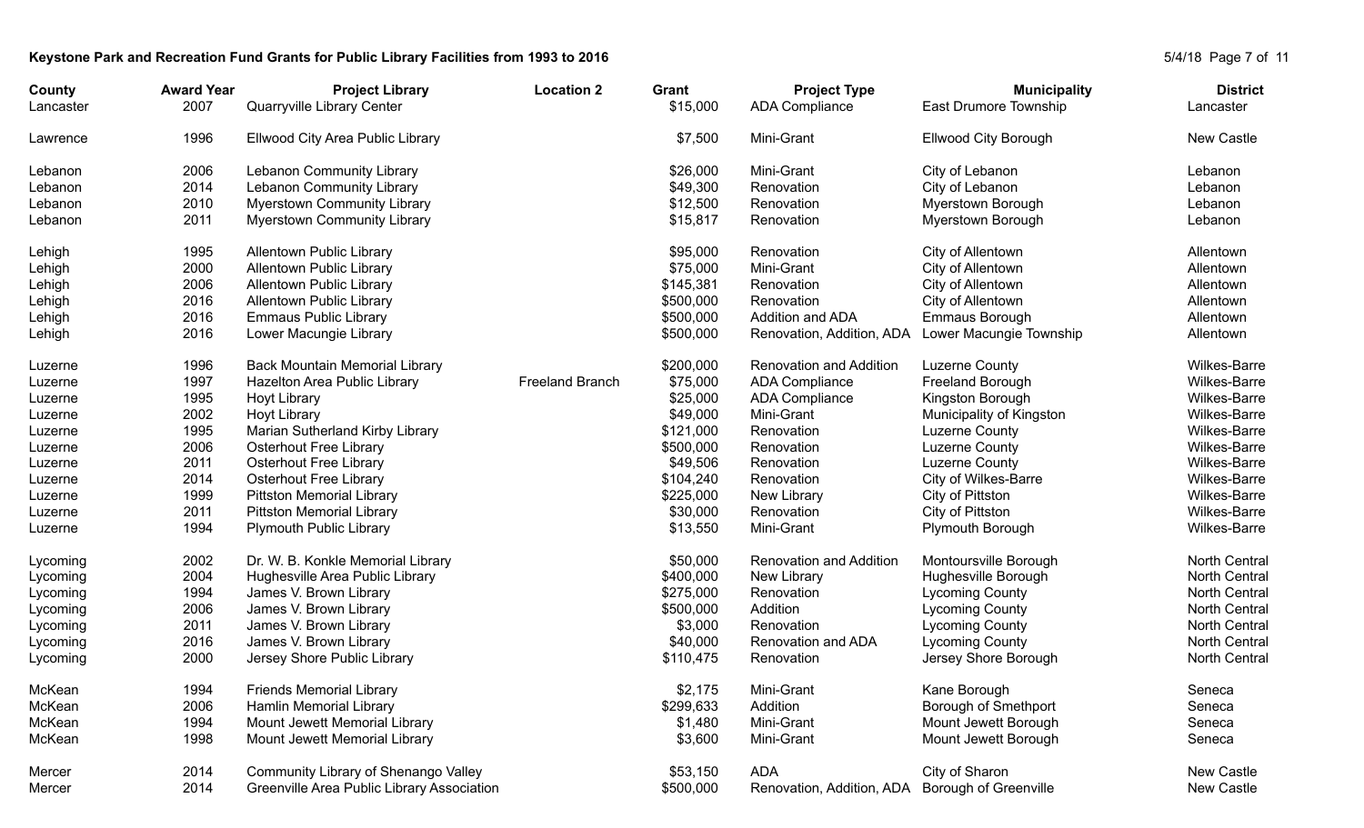**Keystone Park and Recreation Fund Grants for Public Library Facilities from 1993 to 2016**

| County | Award Year | Project Library | Location 2 | Grant | Project Type | Municipality | District |
|---|---|---|---|---|---|---|---|
| Lancaster | 2007 | Quarryville Library Center | | $15,000 | ADA Compliance | East Drumore Township | Lancaster |
| Lawrence | 1996 | Ellwood City Area Public Library | | $7,500 | Mini-Grant | Ellwood City Borough | New Castle |
| Lebanon | 2006 | Lebanon Community Library | | $26,000 | Mini-Grant | City of Lebanon | Lebanon |
| Lebanon | 2014 | Lebanon Community Library | | $49,300 | Renovation | City of Lebanon | Lebanon |
| Lebanon | 2010 | Myerstown Community Library | | $12,500 | Renovation | Myerstown Borough | Lebanon |
| Lebanon | 2011 | Myerstown Community Library | | $15,817 | Renovation | Myerstown Borough | Lebanon |
| Lehigh | 1995 | Allentown Public Library | | $95,000 | Renovation | City of Allentown | Allentown |
| Lehigh | 2000 | Allentown Public Library | | $75,000 | Mini-Grant | City of Allentown | Allentown |
| Lehigh | 2006 | Allentown Public Library | | $145,381 | Renovation | City of Allentown | Allentown |
| Lehigh | 2016 | Allentown Public Library | | $500,000 | Renovation | City of Allentown | Allentown |
| Lehigh | 2016 | Emmaus Public Library | | $500,000 | Addition and ADA | Emmaus Borough | Allentown |
| Lehigh | 2016 | Lower Macungie Library | | $500,000 | Renovation, Addition, ADA | Lower Macungie Township | Allentown |
| Luzerne | 1996 | Back Mountain Memorial Library | | $200,000 | Renovation and Addition | Luzerne County | Wilkes-Barre |
| Luzerne | 1997 | Hazelton Area Public Library | Freeland Branch | $75,000 | ADA Compliance | Freeland Borough | Wilkes-Barre |
| Luzerne | 1995 | Hoyt Library | | $25,000 | ADA Compliance | Kingston Borough | Wilkes-Barre |
| Luzerne | 2002 | Hoyt Library | | $49,000 | Mini-Grant | Municipality of Kingston | Wilkes-Barre |
| Luzerne | 1995 | Marian Sutherland Kirby Library | | $121,000 | Renovation | Luzerne County | Wilkes-Barre |
| Luzerne | 2006 | Osterhout Free Library | | $500,000 | Renovation | Luzerne County | Wilkes-Barre |
| Luzerne | 2011 | Osterhout Free Library | | $49,506 | Renovation | Luzerne County | Wilkes-Barre |
| Luzerne | 2014 | Osterhout Free Library | | $104,240 | Renovation | City of Wilkes-Barre | Wilkes-Barre |
| Luzerne | 1999 | Pittston Memorial Library | | $225,000 | New Library | City of Pittston | Wilkes-Barre |
| Luzerne | 2011 | Pittston Memorial Library | | $30,000 | Renovation | City of Pittston | Wilkes-Barre |
| Luzerne | 1994 | Plymouth Public Library | | $13,550 | Mini-Grant | Plymouth Borough | Wilkes-Barre |
| Lycoming | 2002 | Dr. W. B. Konkle Memorial Library | | $50,000 | Renovation and Addition | Montoursville Borough | North Central |
| Lycoming | 2004 | Hughesville Area Public Library | | $400,000 | New Library | Hughesville Borough | North Central |
| Lycoming | 1994 | James V. Brown Library | | $275,000 | Renovation | Lycoming County | North Central |
| Lycoming | 2006 | James V. Brown Library | | $500,000 | Addition | Lycoming County | North Central |
| Lycoming | 2011 | James V. Brown Library | | $3,000 | Renovation | Lycoming County | North Central |
| Lycoming | 2016 | James V. Brown Library | | $40,000 | Renovation and ADA | Lycoming County | North Central |
| Lycoming | 2000 | Jersey Shore Public Library | | $110,475 | Renovation | Jersey Shore Borough | North Central |
| McKean | 1994 | Friends Memorial Library | | $2,175 | Mini-Grant | Kane Borough | Seneca |
| McKean | 2006 | Hamlin Memorial Library | | $299,633 | Addition | Borough of Smethport | Seneca |
| McKean | 1994 | Mount Jewett Memorial Library | | $1,480 | Mini-Grant | Mount Jewett Borough | Seneca |
| McKean | 1998 | Mount Jewett Memorial Library | | $3,600 | Mini-Grant | Mount Jewett Borough | Seneca |
| Mercer | 2014 | Community Library of Shenango Valley | | $53,150 | ADA | City of Sharon | New Castle |
| Mercer | 2014 | Greenville Area Public Library Association | | $500,000 | Renovation, Addition, ADA | Borough of Greenville | New Castle |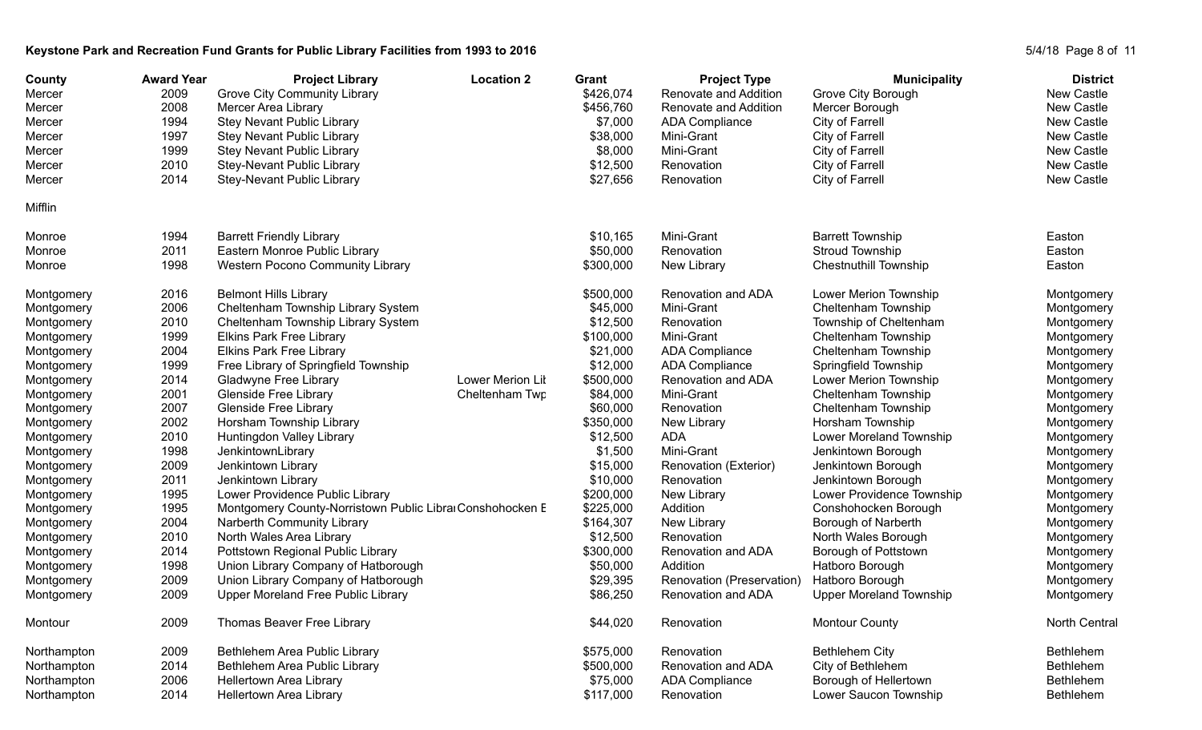**Keystone Park and Recreation Fund Grants for Public Library Facilities from 1993 to 2016**

| County | Award Year | Project Library | Location 2 | Grant | Project Type | Municipality | District |
|---|---|---|---|---|---|---|---|
| Mercer | 2009 | Grove City Community Library | | $426,074 | Renovate and Addition | Grove City Borough | New Castle |
| Mercer | 2008 | Mercer Area Library | | $456,760 | Renovate and Addition | Mercer Borough | New Castle |
| Mercer | 1994 | Stey Nevant Public Library | | $7,000 | ADA Compliance | City of Farrell | New Castle |
| Mercer | 1997 | Stey Nevant Public Library | | $38,000 | Mini-Grant | City of Farrell | New Castle |
| Mercer | 1999 | Stey Nevant Public Library | | $8,000 | Mini-Grant | City of Farrell | New Castle |
| Mercer | 2010 | Stey-Nevant Public Library | | $12,500 | Renovation | City of Farrell | New Castle |
| Mercer | 2014 | Stey-Nevant Public Library | | $27,656 | Renovation | City of Farrell | New Castle |
| Mifflin | | | | | | | |
| Monroe | 1994 | Barrett Friendly Library | | $10,165 | Mini-Grant | Barrett Township | Easton |
| Monroe | 2011 | Eastern Monroe Public Library | | $50,000 | Renovation | Stroud Township | Easton |
| Monroe | 1998 | Western Pocono Community Library | | $300,000 | New Library | Chestnuthill Township | Easton |
| Montgomery | 2016 | Belmont Hills Library | | $500,000 | Renovation and ADA | Lower Merion Township | Montgomery |
| Montgomery | 2006 | Cheltenham Township Library System | | $45,000 | Mini-Grant | Cheltenham Township | Montgomery |
| Montgomery | 2010 | Cheltenham Township Library System | | $12,500 | Renovation | Township of Cheltenham | Montgomery |
| Montgomery | 1999 | Elkins Park Free Library | | $100,000 | Mini-Grant | Cheltenham Township | Montgomery |
| Montgomery | 2004 | Elkins Park Free Library | | $21,000 | ADA Compliance | Cheltenham Township | Montgomery |
| Montgomery | 1999 | Free Library of Springfield Township | | $12,000 | ADA Compliance | Springfield Township | Montgomery |
| Montgomery | 2014 | Gladwyne Free Library | Lower Merion Lit | $500,000 | Renovation and ADA | Lower Merion Township | Montgomery |
| Montgomery | 2001 | Glenside Free Library | Cheltenham Twp | $84,000 | Mini-Grant | Cheltenham Township | Montgomery |
| Montgomery | 2007 | Glenside Free Library | | $60,000 | Renovation | Cheltenham Township | Montgomery |
| Montgomery | 2002 | Horsham Township Library | | $350,000 | New Library | Horsham Township | Montgomery |
| Montgomery | 2010 | Huntingdon Valley Library | | $12,500 | ADA | Lower Moreland Township | Montgomery |
| Montgomery | 1998 | JenkintownLibrary | | $1,500 | Mini-Grant | Jenkintown Borough | Montgomery |
| Montgomery | 2009 | Jenkintown Library | | $15,000 | Renovation (Exterior) | Jenkintown Borough | Montgomery |
| Montgomery | 2011 | Jenkintown Library | | $10,000 | Renovation | Jenkintown Borough | Montgomery |
| Montgomery | 1995 | Lower Providence Public Library | | $200,000 | New Library | Lower Providence Township | Montgomery |
| Montgomery | 1995 | Montgomery County-Norristown Public Librai | Conshohocken E | $225,000 | Addition | Conshohocken Borough | Montgomery |
| Montgomery | 2004 | Narberth Community Library | | $164,307 | New Library | Borough of Narberth | Montgomery |
| Montgomery | 2010 | North Wales Area Library | | $12,500 | Renovation | North Wales Borough | Montgomery |
| Montgomery | 2014 | Pottstown Regional Public Library | | $300,000 | Renovation and ADA | Borough of Pottstown | Montgomery |
| Montgomery | 1998 | Union Library Company of Hatborough | | $50,000 | Addition | Hatboro Borough | Montgomery |
| Montgomery | 2009 | Union Library Company of Hatborough | | $29,395 | Renovation (Preservation) | Hatboro Borough | Montgomery |
| Montgomery | 2009 | Upper Moreland Free Public Library | | $86,250 | Renovation and ADA | Upper Moreland Township | Montgomery |
| Montour | 2009 | Thomas Beaver Free Library | | $44,020 | Renovation | Montour County | North Central |
| Northampton | 2009 | Bethlehem Area Public Library | | $575,000 | Renovation | Bethlehem City | Bethlehem |
| Northampton | 2014 | Bethlehem Area Public Library | | $500,000 | Renovation and ADA | City of Bethlehem | Bethlehem |
| Northampton | 2006 | Hellertown Area Library | | $75,000 | ADA Compliance | Borough of Hellertown | Bethlehem |
| Northampton | 2014 | Hellertown Area Library | | $117,000 | Renovation | Lower Saucon Township | Bethlehem |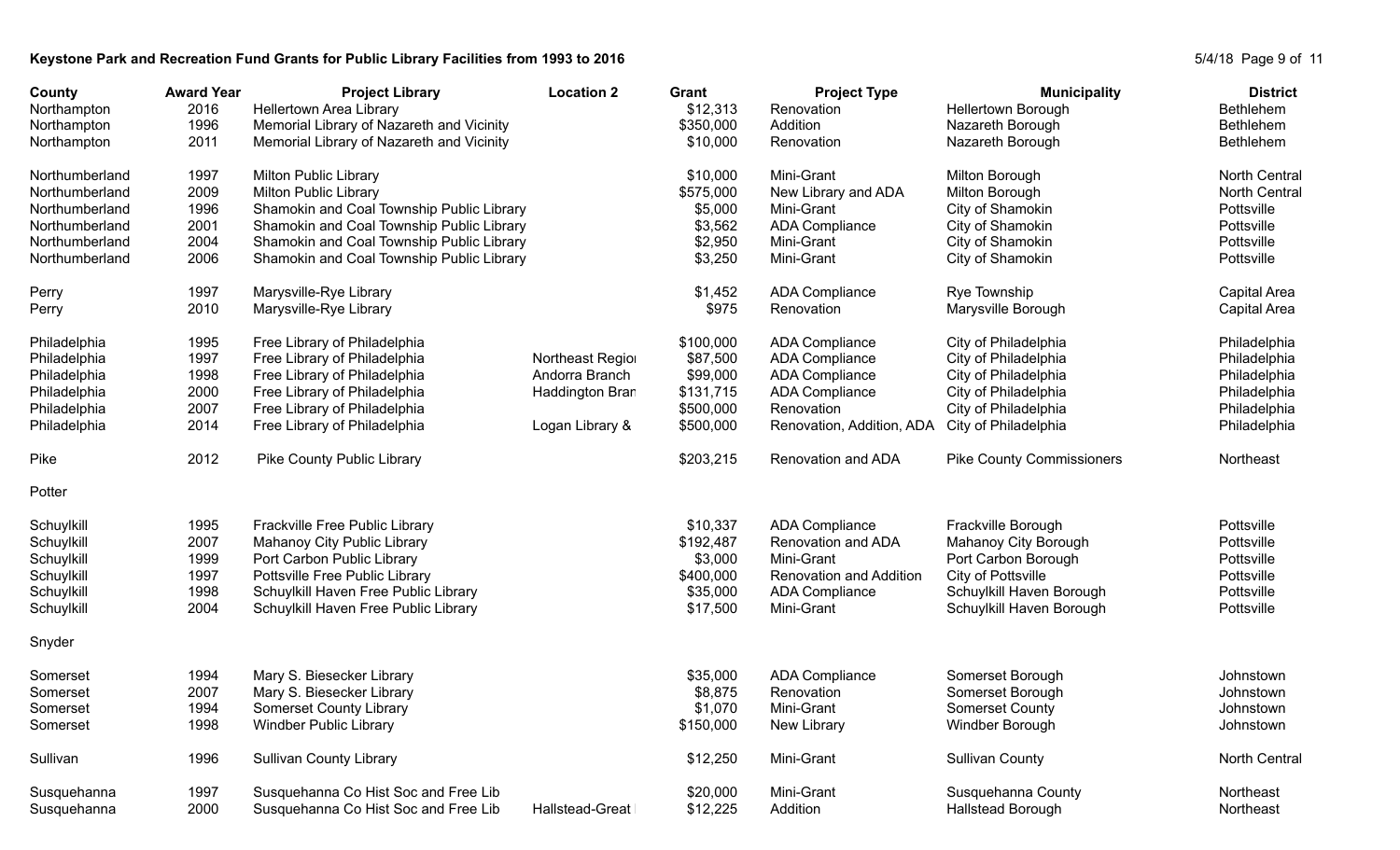**Keystone Park and Recreation Fund Grants for Public Library Facilities from 1993 to 2016**

| County | Award Year | Project Library | Location 2 | Grant | Project Type | Municipality | District |
|---|---|---|---|---|---|---|---|
| Northampton | 2016 | Hellertown Area Library | | $12,313 | Renovation | Hellertown Borough | Bethlehem |
| Northampton | 1996 | Memorial Library of Nazareth and Vicinity | | $350,000 | Addition | Nazareth Borough | Bethlehem |
| Northampton | 2011 | Memorial Library of Nazareth and Vicinity | | $10,000 | Renovation | Nazareth Borough | Bethlehem |
| Northumberland | 1997 | Milton Public Library | | $10,000 | Mini-Grant | Milton Borough | North Central |
| Northumberland | 2009 | Milton Public Library | | $575,000 | New Library and ADA | Milton Borough | North Central |
| Northumberland | 1996 | Shamokin and Coal Township Public Library | | $5,000 | Mini-Grant | City of Shamokin | Pottsville |
| Northumberland | 2001 | Shamokin and Coal Township Public Library | | $3,562 | ADA Compliance | City of Shamokin | Pottsville |
| Northumberland | 2004 | Shamokin and Coal Township Public Library | | $2,950 | Mini-Grant | City of Shamokin | Pottsville |
| Northumberland | 2006 | Shamokin and Coal Township Public Library | | $3,250 | Mini-Grant | City of Shamokin | Pottsville |
| Perry | 1997 | Marysville-Rye Library | | $1,452 | ADA Compliance | Rye Township | Capital Area |
| Perry | 2010 | Marysville-Rye Library | | $975 | Renovation | Marysville Borough | Capital Area |
| Philadelphia | 1995 | Free Library of Philadelphia | | $100,000 | ADA Compliance | City of Philadelphia | Philadelphia |
| Philadelphia | 1997 | Free Library of Philadelphia | Northeast Regio | $87,500 | ADA Compliance | City of Philadelphia | Philadelphia |
| Philadelphia | 1998 | Free Library of Philadelphia | Andorra Branch | $99,000 | ADA Compliance | City of Philadelphia | Philadelphia |
| Philadelphia | 2000 | Free Library of Philadelphia | Haddington Bran | $131,715 | ADA Compliance | City of Philadelphia | Philadelphia |
| Philadelphia | 2007 | Free Library of Philadelphia | | $500,000 | Renovation | City of Philadelphia | Philadelphia |
| Philadelphia | 2014 | Free Library of Philadelphia | Logan Library & | $500,000 | Renovation, Addition, ADA | City of Philadelphia | Philadelphia |
| Pike | 2012 | Pike County Public Library | | $203,215 | Renovation and ADA | Pike County Commissioners | Northeast |
| Potter | | | | | | | |
| Schuylkill | 1995 | Frackville Free Public Library | | $10,337 | ADA Compliance | Frackville Borough | Pottsville |
| Schuylkill | 2007 | Mahanoy City Public Library | | $192,487 | Renovation and ADA | Mahanoy City Borough | Pottsville |
| Schuylkill | 1999 | Port Carbon Public Library | | $3,000 | Mini-Grant | Port Carbon Borough | Pottsville |
| Schuylkill | 1997 | Pottsville Free Public Library | | $400,000 | Renovation and Addition | City of Pottsville | Pottsville |
| Schuylkill | 1998 | Schuylkill Haven Free Public Library | | $35,000 | ADA Compliance | Schuylkill Haven Borough | Pottsville |
| Schuylkill | 2004 | Schuylkill Haven Free Public Library | | $17,500 | Mini-Grant | Schuylkill Haven Borough | Pottsville |
| Snyder | | | | | | | |
| Somerset | 1994 | Mary S. Biesecker Library | | $35,000 | ADA Compliance | Somerset Borough | Johnstown |
| Somerset | 2007 | Mary S. Biesecker Library | | $8,875 | Renovation | Somerset Borough | Johnstown |
| Somerset | 1994 | Somerset County Library | | $1,070 | Mini-Grant | Somerset County | Johnstown |
| Somerset | 1998 | Windber Public Library | | $150,000 | New Library | Windber Borough | Johnstown |
| Sullivan | 1996 | Sullivan County Library | | $12,250 | Mini-Grant | Sullivan County | North Central |
| Susquehanna | 1997 | Susquehanna Co Hist Soc and Free Lib | | $20,000 | Mini-Grant | Susquehanna County | Northeast |
| Susquehanna | 2000 | Susquehanna Co Hist Soc and Free Lib | Hallstead-Great | $12,225 | Addition | Hallstead Borough | Northeast |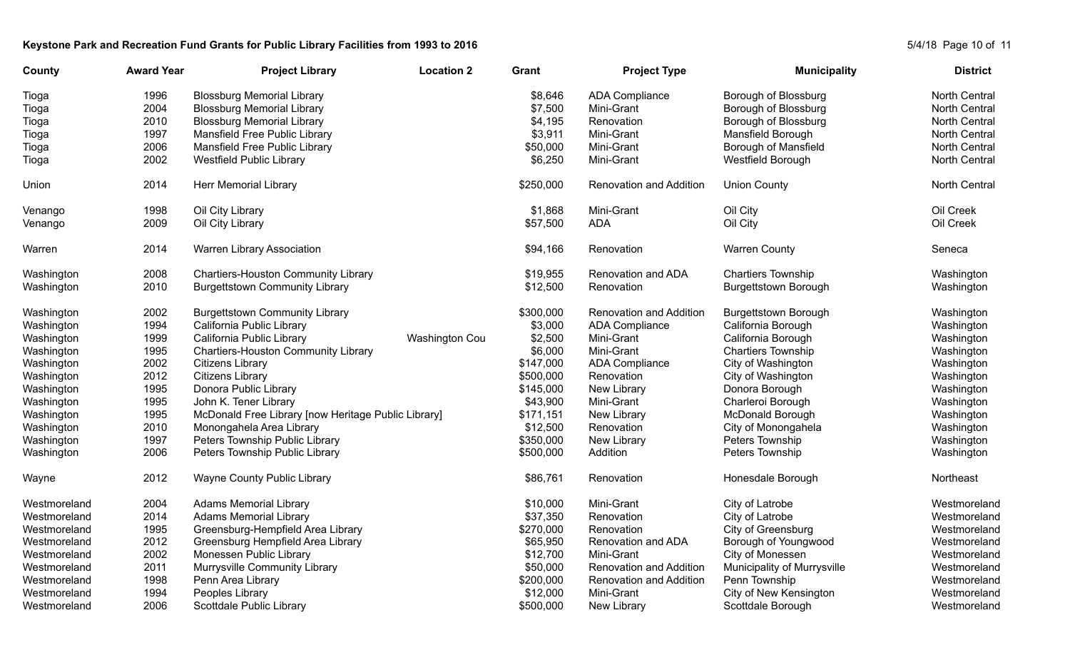**Keystone Park and Recreation Fund Grants for Public Library Facilities from 1993 to 2016**

| County | Award Year | Project Library | Location 2 | Grant | Project Type | Municipality | District |
|---|---|---|---|---|---|---|---|
| Tioga | 1996 | Blossburg Memorial Library | | $8,646 | ADA Compliance | Borough of Blossburg | North Central |
| Tioga | 2004 | Blossburg Memorial Library | | $7,500 | Mini-Grant | Borough of Blossburg | North Central |
| Tioga | 2010 | Blossburg Memorial Library | | $4,195 | Renovation | Borough of Blossburg | North Central |
| Tioga | 1997 | Mansfield Free Public Library | | $3,911 | Mini-Grant | Mansfield Borough | North Central |
| Tioga | 2006 | Mansfield Free Public Library | | $50,000 | Mini-Grant | Borough of Mansfield | North Central |
| Tioga | 2002 | Westfield Public Library | | $6,250 | Mini-Grant | Westfield Borough | North Central |
| Union | 2014 | Herr Memorial Library | | $250,000 | Renovation and Addition | Union County | North Central |
| Venango | 1998 | Oil City Library | | $1,868 | Mini-Grant | Oil City | Oil Creek |
| Venango | 2009 | Oil City Library | | $57,500 | ADA | Oil City | Oil Creek |
| Warren | 2014 | Warren Library Association | | $94,166 | Renovation | Warren County | Seneca |
| Washington | 2008 | Chartiers-Houston Community Library | | $19,955 | Renovation and ADA | Chartiers Township | Washington |
| Washington | 2010 | Burgettstown Community Library | | $12,500 | Renovation | Burgettstown Borough | Washington |
| Washington | 2002 | Burgettstown Community Library | | $300,000 | Renovation and Addition | Burgettstown Borough | Washington |
| Washington | 1994 | California Public Library | | $3,000 | ADA Compliance | California Borough | Washington |
| Washington | 1999 | California Public Library | Washington Cou | $2,500 | Mini-Grant | California Borough | Washington |
| Washington | 1995 | Chartiers-Houston Community Library | | $6,000 | Mini-Grant | Chartiers Township | Washington |
| Washington | 2002 | Citizens Library | | $147,000 | ADA Compliance | City of Washington | Washington |
| Washington | 2012 | Citizens Library | | $500,000 | Renovation | City of Washington | Washington |
| Washington | 1995 | Donora Public Library | | $145,000 | New Library | Donora Borough | Washington |
| Washington | 1995 | John K. Tener Library | | $43,900 | Mini-Grant | Charleroi Borough | Washington |
| Washington | 1995 | McDonald Free Library [now Heritage Public Library] | | $171,151 | New Library | McDonald Borough | Washington |
| Washington | 2010 | Monongahela Area Library | | $12,500 | Renovation | City of Monongahela | Washington |
| Washington | 1997 | Peters Township Public Library | | $350,000 | New Library | Peters Township | Washington |
| Washington | 2006 | Peters Township Public Library | | $500,000 | Addition | Peters Township | Washington |
| Wayne | 2012 | Wayne County Public Library | | $86,761 | Renovation | Honesdale Borough | Northeast |
| Westmoreland | 2004 | Adams Memorial Library | | $10,000 | Mini-Grant | City of Latrobe | Westmoreland |
| Westmoreland | 2014 | Adams Memorial Library | | $37,350 | Renovation | City of Latrobe | Westmoreland |
| Westmoreland | 1995 | Greensburg-Hempfield Area Library | | $270,000 | Renovation | City of Greensburg | Westmoreland |
| Westmoreland | 2012 | Greensburg Hempfield Area Library | | $65,950 | Renovation and ADA | Borough of Youngwood | Westmoreland |
| Westmoreland | 2002 | Monessen Public Library | | $12,700 | Mini-Grant | City of Monessen | Westmoreland |
| Westmoreland | 2011 | Murrysville Community Library | | $50,000 | Renovation and Addition | Municipality of Murrysville | Westmoreland |
| Westmoreland | 1998 | Penn Area Library | | $200,000 | Renovation and Addition | Penn Township | Westmoreland |
| Westmoreland | 1994 | Peoples Library | | $12,000 | Mini-Grant | City of New Kensington | Westmoreland |
| Westmoreland | 2006 | Scottdale Public Library | | $500,000 | New Library | Scottdale Borough | Westmoreland |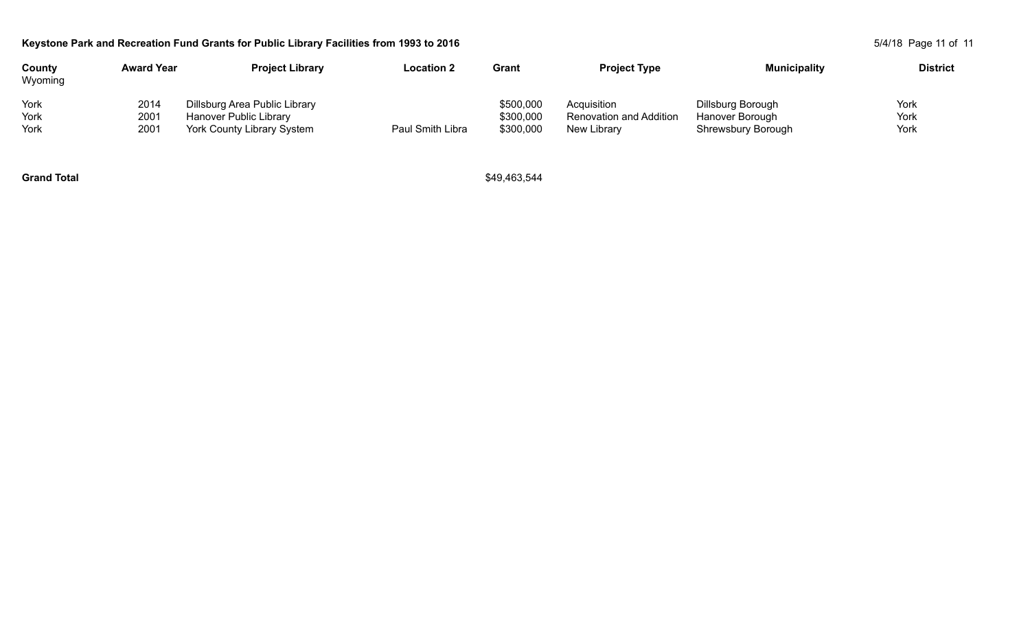**Keystone Park and Recreation Fund Grants for Public Library Facilities from 1993 to 2016**

| County | Award Year | Project Library | Location 2 | Grant | Project Type | Municipality | District |
|---|---|---|---|---|---|---|---|
| Wyoming | | | | | | | |
| York | 2014 | Dillsburg Area Public Library | | $500,000 | Acquisition | Dillsburg Borough | York |
| York | 2001 | Hanover Public Library | | $300,000 | Renovation and Addition | Hanover Borough | York |
| York | 2001 | York County Library System | Paul Smith Libra | $300,000 | New Library | Shrewsbury Borough | York |
| **Grand Total** | | | | $49,463,544 | | | |